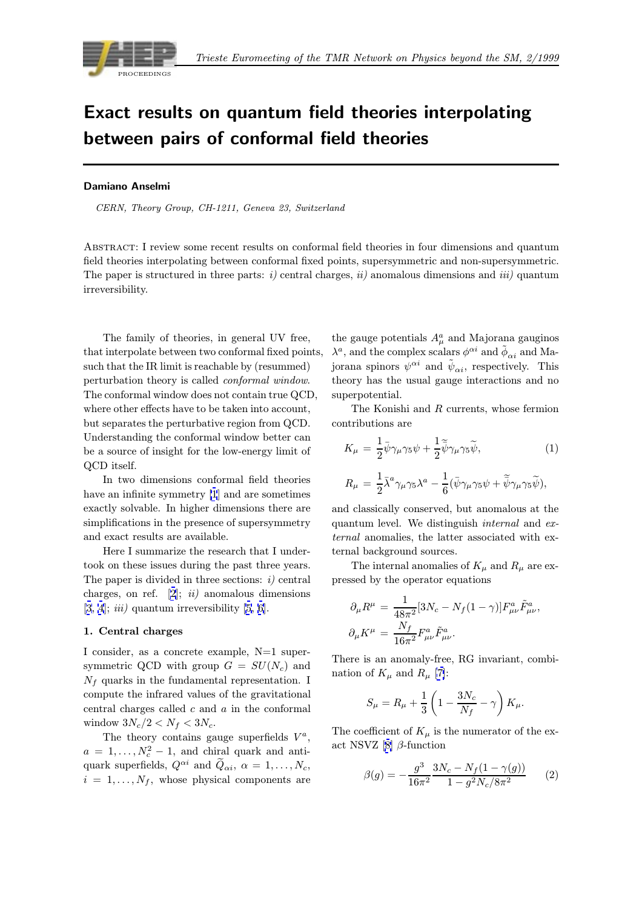# Exact results on quantum field theories interpolating between pairs of conformal field theories

**Damiano Anselmi**

*CERN, Theory Group, CH-1211, Geneva 23, Switzerland*

Abstract: I review some recent results on conformal field theories in four dimensions and quantum field theories interpolating between conformal fixed points, supersymmetric and non-supersymmetric. The paper is structured in three parts: *i)* central charges, *ii)* anomalous dimensions and *iii)* quantum irreversibility.

The family of theories, in general UV free, that interpolate between two conformal fixed points, such that the IR limit is reachable by (resummed) perturbation theory is called *conformal window*. The conformal window does not contain true QCD, where other effects have to be taken into account, but separates the perturbative region from QCD. Understanding the conformal window better can be a source of insight for the low-energy limit of QCD itself.

In two dimensions conformal field theories have an infinite symmetry [1] and are sometimes exactly solvable. In higher dimensions there are simplifications in the presence of supersymmetry and exact results are available.

Here I summarize the research that I undertook on these issues during the past three years. The paper is divided in three sections: *i)* central charges, on ref. [2]; *ii)* anomalous dimensions [3, 4]; *iii)* quantum irreversibility [5, 6].

## 1. Central charges

I consider, as a concrete example, N=1 supersymmetric QCD with group $G = SU(N_c)$ and $N_f$ quarks in the fundamental representation. I compute the infrared values of the gravitational central charges called $c$ and $a$ in the conformal window $3N_c/2 < N_f < 3N_c$.

The theory contains gauge superfields $V^a$, $a = 1, \ldots, N_c^2 - 1$, and chiral quark and antiquark superfields, $Q^{\alpha i}$ and $\widetilde{Q}_{\alpha i}$, $\alpha = 1, \ldots, N_c$, $i = 1, \ldots, N_f$, whose physical components are the gauge potentials $A_\mu^a$ and Majorana gauginos $\lambda^a$, and the complex scalars $\phi^{\alpha i}$ and $\tilde{\phi}_{\alpha i}$ and Majorana spinors $\psi^{\alpha i}$ and $\tilde{\psi}_{\alpha i}$, respectively. This theory has the usual gauge interactions and no superpotential.

The Konishi and $R$ currents, whose fermion contributions are

$$K_\mu = \frac{1}{2}\bar{\psi}\gamma_\mu\gamma_5\psi + \frac{1}{2}\bar{\widetilde{\psi}}\gamma_\mu\gamma_5\widetilde{\psi}, \tag{1}$$

$$R_\mu = \frac{1}{2}\bar{\lambda}^a\gamma_\mu\gamma_5\lambda^a - \frac{1}{6}(\bar{\psi}\gamma_\mu\gamma_5\psi + \bar{\widetilde{\psi}}\gamma_\mu\gamma_5\widetilde{\psi}),$$

and classically conserved, but anomalous at the quantum level. We distinguish *internal* and *external* anomalies, the latter associated with external background sources.

The internal anomalies of $K_\mu$ and $R_\mu$ are expressed by the operator equations

$$\partial_\mu R^\mu = \frac{1}{48\pi^2}[3N_c - N_f(1-\gamma)]F^a_{\mu\nu}\tilde{F}^a_{\mu\nu},$$

$$\partial_\mu K^\mu = \frac{N_f}{16\pi^2}F^a_{\mu\nu}\tilde{F}^a_{\mu\nu}.$$

There is an anomaly-free, RG invariant, combination of $K_\mu$ and $R_\mu$ [7]:

$$S_\mu = R_\mu + \frac{1}{3}\left(1 - \frac{3N_c}{N_f} - \gamma\right)K_\mu.$$

The coefficient of $K_\mu$ is the numerator of the exact NSVZ [8] $\beta$-function

$$\beta(g) = -\frac{g^3}{16\pi^2}\frac{3N_c - N_f(1-\gamma(g))}{1 - g^2N_c/8\pi^2} \tag{2}$$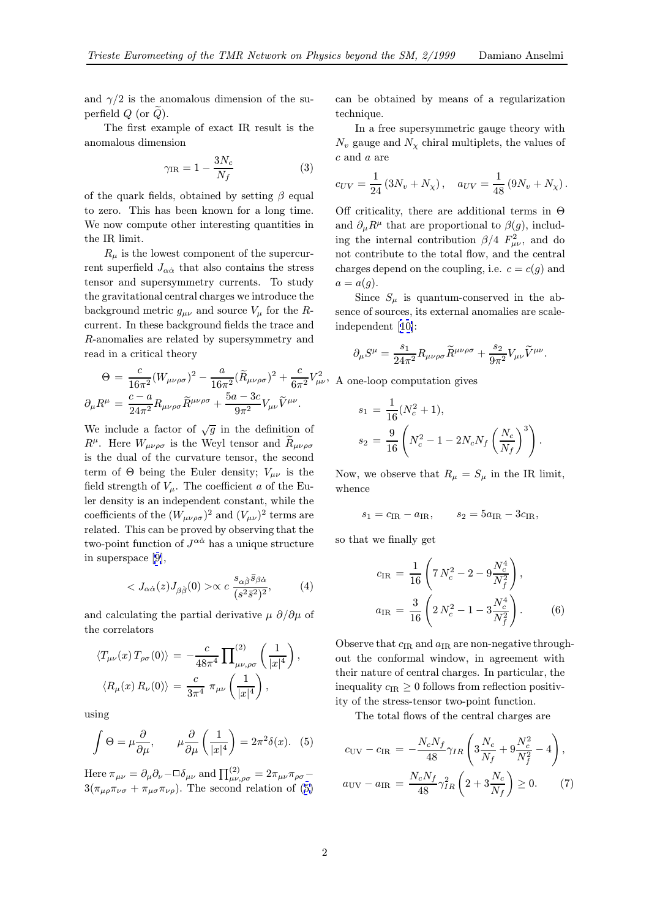and $\gamma/2$ is the anomalous dimension of the superfield $Q$ (or $\widetilde{Q}$).

The first example of exact IR result is the anomalous dimension

$$\gamma_{\rm IR} = 1 - \frac{3N_c}{N_f} \tag{3}$$

of the quark fields, obtained by setting $\beta$ equal to zero. This has been known for a long time. We now compute other interesting quantities in the IR limit.

$R_\mu$ is the lowest component of the supercurrent superfield $J_{\alpha\dot\alpha}$ that also contains the stress tensor and supersymmetry currents. To study the gravitational central charges we introduce the background metric $g_{\mu\nu}$ and source $V_\mu$ for the $R$-current. In these background fields the trace and $R$-anomalies are related by supersymmetry and read in a critical theory

$$\begin{aligned}
\Theta &= \frac{c}{16\pi^2}(W_{\mu\nu\rho\sigma})^2 - \frac{a}{16\pi^2}(\widetilde{R}_{\mu\nu\rho\sigma})^2 + \frac{c}{6\pi^2}V_{\mu\nu}^2, \\
\partial_\mu R^\mu &= \frac{c-a}{24\pi^2}R_{\mu\nu\rho\sigma}\widetilde{R}^{\mu\nu\rho\sigma} + \frac{5a-3c}{9\pi^2}V_{\mu\nu}\widetilde{V}^{\mu\nu}.
\end{aligned}$$

We include a factor of $\sqrt{g}$ in the definition of $R^\mu$. Here $W_{\mu\nu\rho\sigma}$ is the Weyl tensor and $\widetilde{R}_{\mu\nu\rho\sigma}$ is the dual of the curvature tensor, the second term of $\Theta$ being the Euler density; $V_{\mu\nu}$ is the field strength of $V_\mu$. The coefficient $a$ of the Euler density is an independent constant, while the coefficients of the $(W_{\mu\nu\rho\sigma})^2$ and $(V_{\mu\nu})^2$ terms are related. This can be proved by observing that the two-point function of $J^{\alpha\dot\alpha}$ has a unique structure in superspace [9],

$$< J_{\alpha\dot\alpha}(z) J_{\beta\dot\beta}(0) > \propto c\, \frac{s_{\alpha\dot\beta}\bar{s}_{\beta\dot\alpha}}{(s^2\bar{s}^2)^2}, \tag{4}$$

and calculating the partial derivative $\mu\, \partial/\partial\mu$ of the correlators

$$\begin{aligned}
\langle T_{\mu\nu}(x)\, T_{\rho\sigma}(0)\rangle &= -\frac{c}{48\pi^4}\prod\nolimits^{(2)}_{\mu\nu,\rho\sigma}\left(\frac{1}{|x|^4}\right), \\
\langle R_\mu(x)\, R_\nu(0)\rangle &= \frac{c}{3\pi^4}\; \pi_{\mu\nu}\left(\frac{1}{|x|^4}\right),
\end{aligned}$$

using

$$\int \Theta = \mu\frac{\partial}{\partial\mu}, \qquad \mu\frac{\partial}{\partial\mu}\left(\frac{1}{|x|^4}\right) = 2\pi^2\delta(x). \tag{5}$$

Here $\pi_{\mu\nu} = \partial_\mu\partial_\nu - \Box\delta_{\mu\nu}$ and $\prod^{(2)}_{\mu\nu,\rho\sigma} = 2\pi_{\mu\nu}\pi_{\rho\sigma} - 3(\pi_{\mu\rho}\pi_{\nu\sigma} + \pi_{\mu\sigma}\pi_{\nu\rho})$. The second relation of (5) can be obtained by means of a regularization technique.

In a free supersymmetric gauge theory with $N_v$ gauge and $N_\chi$ chiral multiplets, the values of $c$ and $a$ are

$$c_{UV} = \frac{1}{24}\left(3N_v + N_\chi\right), \quad a_{UV} = \frac{1}{48}\left(9N_v + N_\chi\right).$$

Off criticality, there are additional terms in $\Theta$ and $\partial_\mu R^\mu$ that are proportional to $\beta(g)$, including the internal contribution $\beta/4\ F_{\mu\nu}^2$, and do not contribute to the total flow, and the central charges depend on the coupling, i.e. $c = c(g)$ and $a = a(g)$.

Since $S_\mu$ is quantum-conserved in the absence of sources, its external anomalies are scale-independent [10]:

$$\partial_\mu S^\mu = \frac{s_1}{24\pi^2}R_{\mu\nu\rho\sigma}\widetilde{R}^{\mu\nu\rho\sigma} + \frac{s_2}{9\pi^2}V_{\mu\nu}\widetilde{V}^{\mu\nu}.$$

A one-loop computation gives

$$\begin{aligned}
s_1 &= \frac{1}{16}(N_c^2+1), \\
s_2 &= \frac{9}{16}\left(N_c^2 - 1 - 2N_cN_f\left(\frac{N_c}{N_f}\right)^3\right).
\end{aligned}$$

Now, we observe that $R_\mu = S_\mu$ in the IR limit, whence

$$s_1 = c_{\rm IR} - a_{\rm IR}, \qquad s_2 = 5a_{\rm IR} - 3c_{\rm IR},$$

so that we finally get

$$\begin{aligned}
c_{\rm IR} &= \frac{1}{16}\left(7\,N_c^2 - 2 - 9\frac{N_c^4}{N_f^2}\right), \\
a_{\rm IR} &= \frac{3}{16}\left(2\,N_c^2 - 1 - 3\frac{N_c^4}{N_f^2}\right).
\end{aligned} \tag{6}$$

Observe that $c_{\rm IR}$ and $a_{\rm IR}$ are non-negative throughout the conformal window, in agreement with their nature of central charges. In particular, the inequality $c_{\rm IR} \geq 0$ follows from reflection positivity of the stress-tensor two-point function.

The total flows of the central charges are

$$\begin{aligned}
c_{\rm UV} - c_{\rm IR} &= -\frac{N_cN_f}{48}\gamma_{IR}\left(3\frac{N_c}{N_f} + 9\frac{N_c^2}{N_f^2} - 4\right), \\
a_{\rm UV} - a_{\rm IR} &= \frac{N_cN_f}{48}\gamma_{IR}^2\left(2 + 3\frac{N_c}{N_f}\right) \geq 0.
\end{aligned} \tag{7}$$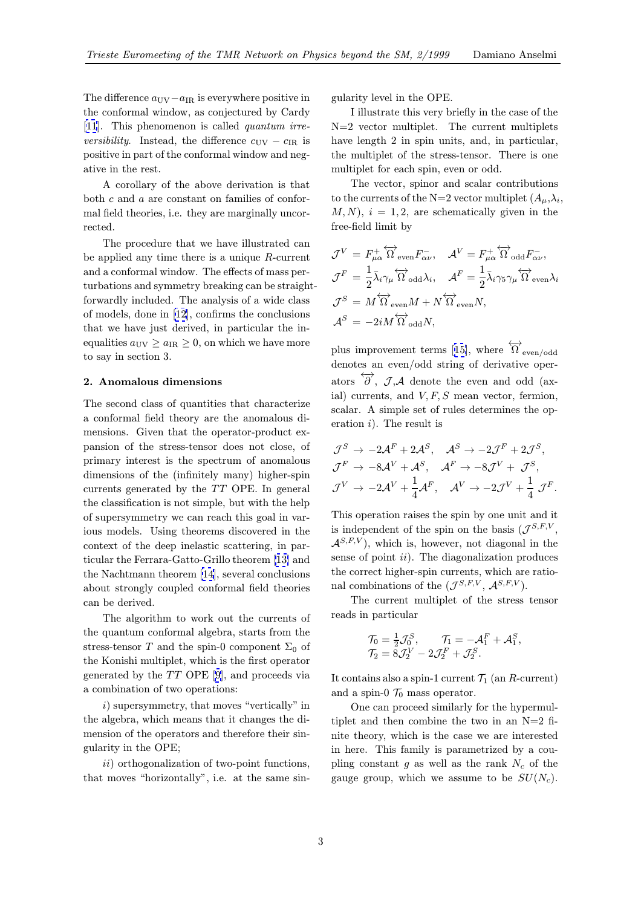The difference $a_{\rm UV} - a_{\rm IR}$ is everywhere positive in the conformal window, as conjectured by Cardy [11]. This phenomenon is called *quantum irreversibility*. Instead, the difference $c_{\rm UV} - c_{\rm IR}$ is positive in part of the conformal window and negative in the rest.

A corollary of the above derivation is that both $c$ and $a$ are constant on families of conformal field theories, i.e. they are marginally uncorrected.

The procedure that we have illustrated can be applied any time there is a unique $R$-current and a conformal window. The effects of mass perturbations and symmetry breaking can be straightforwardly included. The analysis of a wide class of models, done in [12], confirms the conclusions that we have just derived, in particular the inequalities $a_{\rm UV} \geq a_{\rm IR} \geq 0$, on which we have more to say in section 3.

## 2. Anomalous dimensions

The second class of quantities that characterize a conformal field theory are the anomalous dimensions. Given that the operator-product expansion of the stress-tensor does not close, of primary interest is the spectrum of anomalous dimensions of the (infinitely many) higher-spin currents generated by the $TT$ OPE. In general the classification is not simple, but with the help of supersymmetry we can reach this goal in various models. Using theorems discovered in the context of the deep inelastic scattering, in particular the Ferrara-Gatto-Grillo theorem [13] and the Nachtmann theorem [14], several conclusions about strongly coupled conformal field theories can be derived.

The algorithm to work out the currents of the quantum conformal algebra, starts from the stress-tensor $T$ and the spin-0 component $\Sigma_0$ of the Konishi multiplet, which is the first operator generated by the $TT$ OPE [9], and proceeds via a combination of two operations:

*i*) supersymmetry, that moves "vertically" in the algebra, which means that it changes the dimension of the operators and therefore their singularity in the OPE;

*ii*) orthogonalization of two-point functions, that moves "horizontally", i.e. at the same singularity level in the OPE.

I illustrate this very briefly in the case of the N=2 vector multiplet. The current multiplets have length 2 in spin units, and, in particular, the multiplet of the stress-tensor. There is one multiplet for each spin, even or odd.

The vector, spinor and scalar contributions to the currents of the N=2 vector multiplet ($A_\mu$,$\lambda_i$, $M,N$), $i=1,2$, are schematically given in the free-field limit by

$$
\begin{aligned}
\mathcal{J}^V &= F^+_{\mu\alpha}\overleftrightarrow{\Omega}_{\rm even}F^-_{\alpha\nu}, \quad \mathcal{A}^V = F^+_{\mu\alpha}\overleftrightarrow{\Omega}_{\rm odd}F^-_{\alpha\nu},\\
\mathcal{J}^F &= \frac{1}{2}\bar\lambda_i\gamma_\mu\overleftrightarrow{\Omega}_{\rm odd}\lambda_i, \quad \mathcal{A}^F = \frac{1}{2}\bar\lambda_i\gamma_5\gamma_\mu\overleftrightarrow{\Omega}_{\rm even}\lambda_i\\
\mathcal{J}^S &= M\overleftrightarrow{\Omega}_{\rm even}M + N\overleftrightarrow{\Omega}_{\rm even}N,\\
\mathcal{A}^S &= -2iM\overleftrightarrow{\Omega}_{\rm odd}N,
\end{aligned}
$$

plus improvement terms [15], where $\overleftrightarrow{\Omega}_{\rm even/odd}$ denotes an even/odd string of derivative operators $\overleftrightarrow{\partial}$, $\mathcal{J}$,$\mathcal{A}$ denote the even and odd (axial) currents, and $V,F,S$ mean vector, fermion, scalar. A simple set of rules determines the operation *i*). The result is

$$
\begin{aligned}
\mathcal{J}^S &\to -2\mathcal{A}^F + 2\mathcal{A}^S, \quad \mathcal{A}^S \to -2\mathcal{J}^F + 2\mathcal{J}^S,\\
\mathcal{J}^F &\to -8\mathcal{A}^V + \mathcal{A}^S, \quad \mathcal{A}^F \to -8\mathcal{J}^V + \mathcal{J}^S,\\
\mathcal{J}^V &\to -2\mathcal{A}^V + \frac{1}{4}\mathcal{A}^F, \quad \mathcal{A}^V \to -2\mathcal{J}^V + \frac{1}{4}\mathcal{J}^F.
\end{aligned}
$$

This operation raises the spin by one unit and it is independent of the spin on the basis ($\mathcal{J}^{S,F,V}$, $\mathcal{A}^{S,F,V}$), which is, however, not diagonal in the sense of point *ii*). The diagonalization produces the correct higher-spin currents, which are rational combinations of the ($\mathcal{J}^{S,F,V}$, $\mathcal{A}^{S,F,V}$).

The current multiplet of the stress tensor reads in particular

$$
\begin{aligned}
\mathcal{T}_0 &= \tfrac{1}{2}\mathcal{J}^S_0, \qquad \mathcal{T}_1 = -\mathcal{A}^F_1 + \mathcal{A}^S_1,\\
\mathcal{T}_2 &= 8\mathcal{J}^V_2 - 2\mathcal{J}^F_2 + \mathcal{J}^S_2.
\end{aligned}
$$

It contains also a spin-1 current $\mathcal{T}_1$ (an $R$-current) and a spin-0 $\mathcal{T}_0$ mass operator.

One can proceed similarly for the hypermultiplet and then combine the two in an N=2 finite theory, which is the case we are interested in here. This family is parametrized by a coupling constant $g$ as well as the rank $N_c$ of the gauge group, which we assume to be $SU(N_c)$.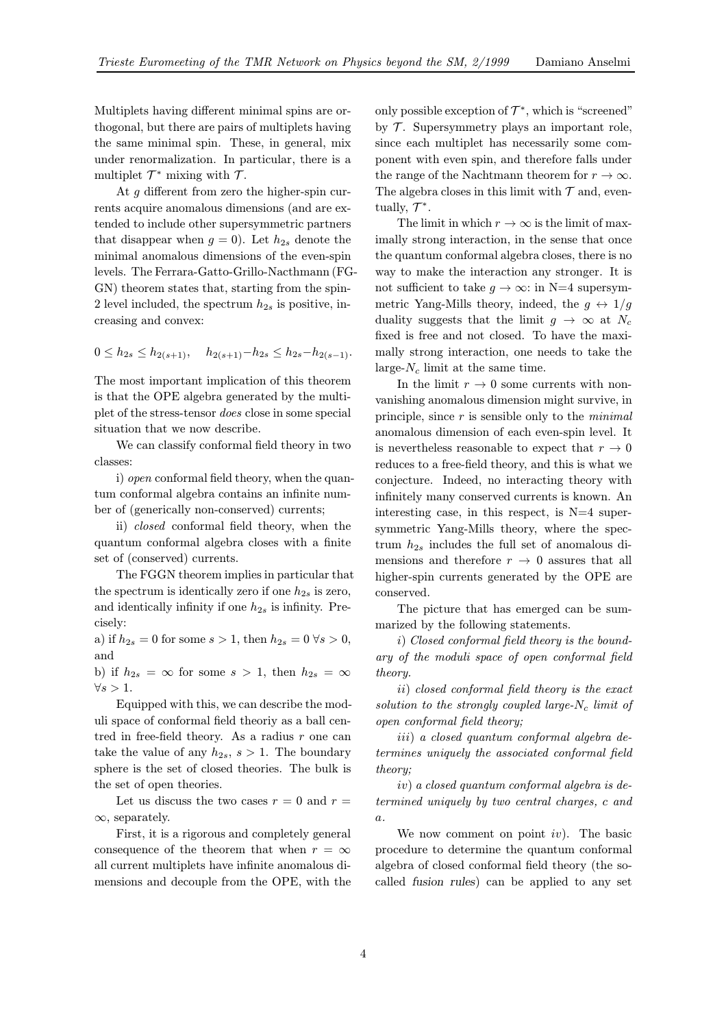Multiplets having different minimal spins are orthogonal, but there are pairs of multiplets having the same minimal spin. These, in general, mix under renormalization. In particular, there is a multiplet $\mathcal{T}^*$ mixing with $\mathcal{T}$.

At $g$ different from zero the higher-spin currents acquire anomalous dimensions (and are extended to include other supersymmetric partners that disappear when $g = 0$). Let $h_{2s}$ denote the minimal anomalous dimensions of the even-spin levels. The Ferrara-Gatto-Grillo-Nachtmann (FGGN) theorem states that, starting from the spin-2 level included, the spectrum $h_{2s}$ is positive, increasing and convex:

$$0 \leq h_{2s} \leq h_{2(s+1)}, \quad h_{2(s+1)} - h_{2s} \leq h_{2s} - h_{2(s-1)}.$$

The most important implication of this theorem is that the OPE algebra generated by the multiplet of the stress-tensor *does* close in some special situation that we now describe.

We can classify conformal field theory in two classes:

i) *open* conformal field theory, when the quantum conformal algebra contains an infinite number of (generically non-conserved) currents;

ii) *closed* conformal field theory, when the quantum conformal algebra closes with a finite set of (conserved) currents.

The FGGN theorem implies in particular that the spectrum is identically zero if one $h_{2s}$ is zero, and identically infinity if one $h_{2s}$ is infinity. Precisely:

a) if $h_{2s} = 0$ for some $s > 1$, then $h_{2s} = 0 \; \forall s > 0$, and

b) if $h_{2s} = \infty$ for some $s > 1$, then $h_{2s} = \infty$ $\forall s > 1$.

Equipped with this, we can describe the moduli space of conformal field theoriy as a ball centred in free-field theory. As a radius $r$ one can take the value of any $h_{2s}$, $s > 1$. The boundary sphere is the set of closed theories. The bulk is the set of open theories.

Let us discuss the two cases $r = 0$ and $r = \infty$, separately.

First, it is a rigorous and completely general consequence of the theorem that when $r = \infty$ all current multiplets have infinite anomalous dimensions and decouple from the OPE, with the only possible exception of $\mathcal{T}^*$, which is "screened" by $\mathcal{T}$. Supersymmetry plays an important role, since each multiplet has necessarily some component with even spin, and therefore falls under the range of the Nachtmann theorem for $r \to \infty$. The algebra closes in this limit with $\mathcal{T}$ and, eventually, $\mathcal{T}^*$.

The limit in which $r \to \infty$ is the limit of maximally strong interaction, in the sense that once the quantum conformal algebra closes, there is no way to make the interaction any stronger. It is not sufficient to take $g \to \infty$: in N=4 supersymmetric Yang-Mills theory, indeed, the $g \leftrightarrow 1/g$ duality suggests that the limit $g \to \infty$ at $N_c$ fixed is free and not closed. To have the maximally strong interaction, one needs to take the large-$N_c$ limit at the same time.

In the limit $r \to 0$ some currents with non-vanishing anomalous dimension might survive, in principle, since $r$ is sensible only to the *minimal* anomalous dimension of each even-spin level. It is nevertheless reasonable to expect that $r \to 0$ reduces to a free-field theory, and this is what we conjecture. Indeed, no interacting theory with infinitely many conserved currents is known. An interesting case, in this respect, is N=4 supersymmetric Yang-Mills theory, where the spectrum $h_{2s}$ includes the full set of anomalous dimensions and therefore $r \to 0$ assures that all higher-spin currents generated by the OPE are conserved.

The picture that has emerged can be summarized by the following statements.

*i*) *Closed conformal field theory is the boundary of the moduli space of open conformal field theory.*

*ii*) *closed conformal field theory is the exact solution to the strongly coupled large-$N_c$ limit of open conformal field theory;*

*iii*) *a closed quantum conformal algebra determines uniquely the associated conformal field theory;*

*iv*) *a closed quantum conformal algebra is determined uniquely by two central charges, c and a.*

We now comment on point *iv*). The basic procedure to determine the quantum conformal algebra of closed conformal field theory (the so-called *fusion rules*) can be applied to any set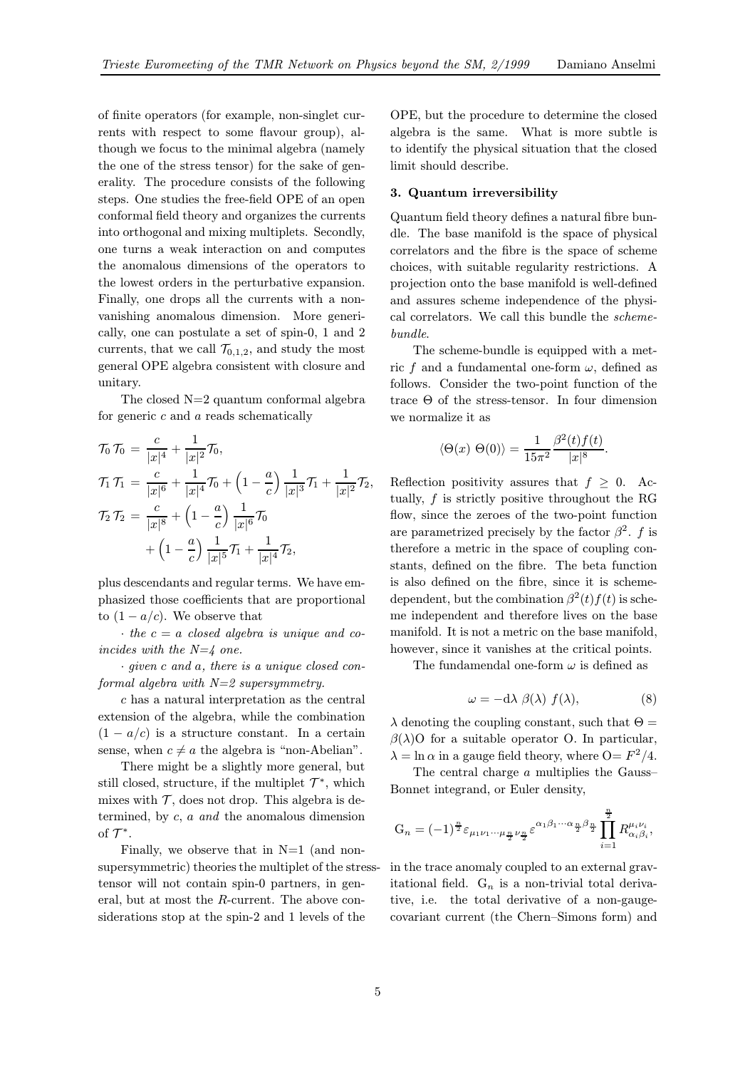of finite operators (for example, non-singlet currents with respect to some flavour group), although we focus to the minimal algebra (namely the one of the stress tensor) for the sake of generality. The procedure consists of the following steps. One studies the free-field OPE of an open conformal field theory and organizes the currents into orthogonal and mixing multiplets. Secondly, one turns a weak interaction on and computes the anomalous dimensions of the operators to the lowest orders in the perturbative expansion. Finally, one drops all the currents with a non-vanishing anomalous dimension. More generically, one can postulate a set of spin-0, 1 and 2 currents, that we call $\mathcal{T}_{0,1,2}$, and study the most general OPE algebra consistent with closure and unitary.

The closed N=2 quantum conformal algebra for generic $c$ and $a$ reads schematically

$$
\begin{aligned}
\mathcal{T}_0\,\mathcal{T}_0 &= \frac{c}{|x|^4} + \frac{1}{|x|^2}\mathcal{T}_0, \\
\mathcal{T}_1\,\mathcal{T}_1 &= \frac{c}{|x|^6} + \frac{1}{|x|^4}\mathcal{T}_0 + \left(1-\frac{a}{c}\right)\frac{1}{|x|^3}\mathcal{T}_1 + \frac{1}{|x|^2}\mathcal{T}_2, \\
\mathcal{T}_2\,\mathcal{T}_2 &= \frac{c}{|x|^8} + \left(1-\frac{a}{c}\right)\frac{1}{|x|^6}\mathcal{T}_0 \\
&\quad + \left(1-\frac{a}{c}\right)\frac{1}{|x|^5}\mathcal{T}_1 + \frac{1}{|x|^4}\mathcal{T}_2,
\end{aligned}
$$

plus descendants and regular terms. We have emphasized those coefficients that are proportional to $(1-a/c)$. We observe that

· *the $c=a$ closed algebra is unique and coincides with the N=4 one.*

· *given $c$ and $a$, there is a unique closed conformal algebra with N=2 supersymmetry.*

$c$ has a natural interpretation as the central extension of the algebra, while the combination $(1-a/c)$ is a structure constant. In a certain sense, when $c \neq a$ the algebra is "non-Abelian".

There might be a slightly more general, but still closed, structure, if the multiplet $\mathcal{T}^*$, which mixes with $\mathcal{T}$, does not drop. This algebra is determined, by $c$, $a$ *and* the anomalous dimension of $\mathcal{T}^*$.

Finally, we observe that in N=1 (and non-supersymmetric) theories the multiplet of the stress-tensor will not contain spin-0 partners, in general, but at most the $R$-current. The above considerations stop at the spin-2 and 1 levels of the OPE, but the procedure to determine the closed algebra is the same. What is more subtle is to identify the physical situation that the closed limit should describe.

### 3. Quantum irreversibility

Quantum field theory defines a natural fibre bundle. The base manifold is the space of physical correlators and the fibre is the space of scheme choices, with suitable regularity restrictions. A projection onto the base manifold is well-defined and assures scheme independence of the physical correlators. We call this bundle the *scheme-bundle*.

The scheme-bundle is equipped with a metric $f$ and a fundamental one-form $\omega$, defined as follows. Consider the two-point function of the trace $\Theta$ of the stress-tensor. In four dimension we normalize it as

$$
\langle\Theta(x)\ \Theta(0)\rangle = \frac{1}{15\pi^2}\frac{\beta^2(t)f(t)}{|x|^8}.
$$

Reflection positivity assures that $f \geq 0$. Actually, $f$ is strictly positive throughout the RG flow, since the zeroes of the two-point function are parametrized precisely by the factor $\beta^2$. $f$ is therefore a metric in the space of coupling constants, defined on the fibre. The beta function is also defined on the fibre, since it is scheme-dependent, but the combination $\beta^2(t)f(t)$ is scheme independent and therefore lives on the base manifold. It is not a metric on the base manifold, however, since it vanishes at the critical points.

The fundamendal one-form $\omega$ is defined as

$$
\omega = -\mathrm{d}\lambda\ \beta(\lambda)\ f(\lambda), \tag{8}
$$

$\lambda$ denoting the coupling constant, such that $\Theta = \beta(\lambda)\mathrm{O}$ for a suitable operator O. In particular, $\lambda = \ln\alpha$ in a gauge field theory, where O$= F^2/4$.

The central charge $a$ multiplies the Gauss–Bonnet integrand, or Euler density,

$$
\mathrm{G}_n = (-1)^{\frac{n}{2}}\varepsilon_{\mu_1\nu_1\cdots\mu_{\frac{n}{2}}\nu_{\frac{n}{2}}}\varepsilon^{\alpha_1\beta_1\cdots\alpha_{\frac{n}{2}}\beta_{\frac{n}{2}}}\prod_{i=1}^{\frac{n}{2}}R^{\mu_i\nu_i}_{\alpha_i\beta_i},
$$

in the trace anomaly coupled to an external gravitational field. $\mathrm{G}_n$ is a non-trivial total derivative, i.e. the total derivative of a non-gauge-covariant current (the Chern–Simons form) and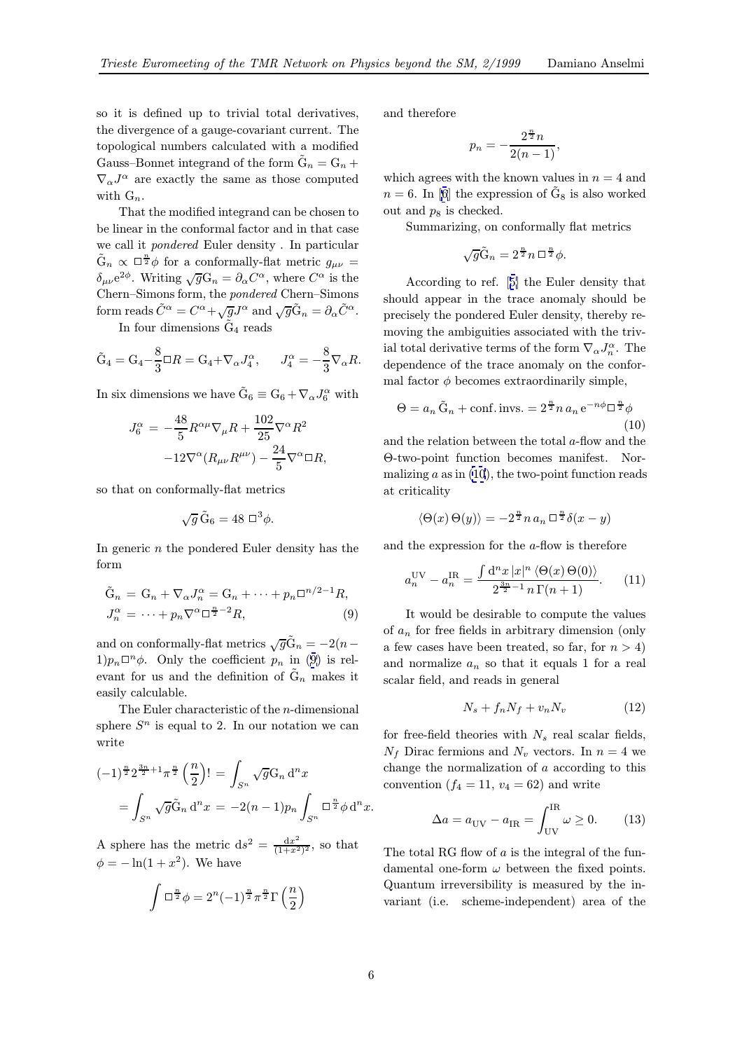so it is defined up to trivial total derivatives, the divergence of a gauge-covariant current. The topological numbers calculated with a modified Gauss–Bonnet integrand of the form $\tilde{\mathrm{G}}_n = \mathrm{G}_n + \nabla_\alpha J^\alpha$ are exactly the same as those computed with $\mathrm{G}_n$.

That the modified integrand can be chosen to be linear in the conformal factor and in that case we call it *pondered* Euler density . In particular $\tilde{\mathrm{G}}_n \propto \Box^{\frac{n}{2}}\phi$ for a conformally-flat metric $g_{\mu\nu} = \delta_{\mu\nu}\mathrm{e}^{2\phi}$. Writing $\sqrt{g}\mathrm{G}_n = \partial_\alpha C^\alpha$, where $C^\alpha$ is the Chern–Simons form, the *pondered* Chern–Simons form reads $\tilde{C}^\alpha = C^\alpha + \sqrt{g}J^\alpha$ and $\sqrt{g}\tilde{\mathrm{G}}_n = \partial_\alpha \tilde{C}^\alpha$.

In four dimensions $\tilde{\mathrm{G}}_4$ reads

$$\tilde{\mathrm{G}}_4 = \mathrm{G}_4 - \frac{8}{3}\Box R = \mathrm{G}_4 + \nabla_\alpha J_4^\alpha, \qquad J_4^\alpha = -\frac{8}{3}\nabla_\alpha R.$$

In six dimensions we have $\tilde{\mathrm{G}}_6 \equiv \mathrm{G}_6 + \nabla_\alpha J_6^\alpha$ with

$$J_6^\alpha = -\frac{48}{5}R^{\alpha\mu}\nabla_\mu R + \frac{102}{25}\nabla^\alpha R^2 - 12\nabla^\alpha(R_{\mu\nu}R^{\mu\nu}) - \frac{24}{5}\nabla^\alpha \Box R,$$

so that on conformally-flat metrics

$$\sqrt{g}\,\tilde{\mathrm{G}}_6 = 48\ \Box^3\phi.$$

In generic $n$ the pondered Euler density has the form

$$\begin{aligned}\tilde{\mathrm{G}}_n &= \mathrm{G}_n + \nabla_\alpha J_n^\alpha = \mathrm{G}_n + \cdots + p_n \Box^{n/2-1}R, \\ J_n^\alpha &= \cdots + p_n \nabla^\alpha \Box^{\frac{n}{2}-2}R,\end{aligned} \tag{9}$$

and on conformally-flat metrics $\sqrt{g}\tilde{\mathrm{G}}_n = -2(n-1)p_n\Box^n\phi$. Only the coefficient $p_n$ in (9) is relevant for us and the definition of $\tilde{\mathrm{G}}_n$ makes it easily calculable.

The Euler characteristic of the $n$-dimensional sphere $S^n$ is equal to 2. In our notation we can write

$$\begin{aligned}(-1)^{\frac{n}{2}}2^{\frac{3n}{2}+1}\pi^{\frac{n}{2}}\left(\frac{n}{2}\right)! &= \int_{S^n}\sqrt{g}\mathrm{G}_n\,\mathrm{d}^nx \\ &= \int_{S^n}\sqrt{g}\tilde{\mathrm{G}}_n\,\mathrm{d}^nx = -2(n-1)p_n\int_{S^n}\Box^{\frac{n}{2}}\phi\,\mathrm{d}^nx.\end{aligned}$$

A sphere has the metric $\mathrm{d}s^2 = \frac{\mathrm{d}x^2}{(1+x^2)^2}$, so that $\phi = -\ln(1+x^2)$. We have

$$\int \Box^{\frac{n}{2}}\phi = 2^n(-1)^{\frac{n}{2}}\pi^{\frac{n}{2}}\Gamma\left(\frac{n}{2}\right)$$

and therefore

$$p_n = -\frac{2^{\frac{n}{2}}n}{2(n-1)},$$

which agrees with the known values in $n=4$ and $n=6$. In [6] the expression of $\tilde{\mathrm{G}}_8$ is also worked out and $p_8$ is checked.

Summarizing, on conformally flat metrics

$$\sqrt{g}\tilde{\mathrm{G}}_n = 2^{\frac{n}{2}}n\,\Box^{\frac{n}{2}}\phi.$$

According to ref. [5] the Euler density that should appear in the trace anomaly should be precisely the pondered Euler density, thereby removing the ambiguities associated with the trivial total derivative terms of the form $\nabla_\alpha J_n^\alpha$. The dependence of the trace anomaly on the conformal factor $\phi$ becomes extraordinarily simple,

$$\Theta = a_n\,\tilde{\mathrm{G}}_n + \mathrm{conf.\,invs.} = 2^{\frac{n}{2}}n\,a_n\,\mathrm{e}^{-n\phi}\Box^{\frac{n}{2}}\phi \tag{10}$$

and the relation between the total $a$-flow and the $\Theta$-two-point function becomes manifest. Normalizing $a$ as in (10), the two-point function reads at criticality

$$\langle\Theta(x)\,\Theta(y)\rangle = -2^{\frac{n}{2}}n\,a_n\,\Box^{\frac{n}{2}}\delta(x-y)$$

and the expression for the $a$-flow is therefore

$$a_n^{\mathrm{UV}} - a_n^{\mathrm{IR}} = \frac{\int \mathrm{d}^nx\,|x|^n\,\langle\Theta(x)\,\Theta(0)\rangle}{2^{\frac{3n}{2}-1}\,n\,\Gamma(n+1)}. \tag{11}$$

It would be desirable to compute the values of $a_n$ for free fields in arbitrary dimension (only a few cases have been treated, so far, for $n>4$) and normalize $a_n$ so that it equals 1 for a real scalar field, and reads in general

$$N_s + f_nN_f + v_nN_v \tag{12}$$

for free-field theories with $N_s$ real scalar fields, $N_f$ Dirac fermions and $N_v$ vectors. In $n=4$ we change the normalization of $a$ according to this convention ($f_4 = 11$, $v_4 = 62$) and write

$$\Delta a = a_{\mathrm{UV}} - a_{\mathrm{IR}} = \int_{\mathrm{UV}}^{\mathrm{IR}}\omega \geq 0. \tag{13}$$

The total RG flow of $a$ is the integral of the fundamental one-form $\omega$ between the fixed points. Quantum irreversibility is measured by the invariant (i.e. scheme-independent) area of the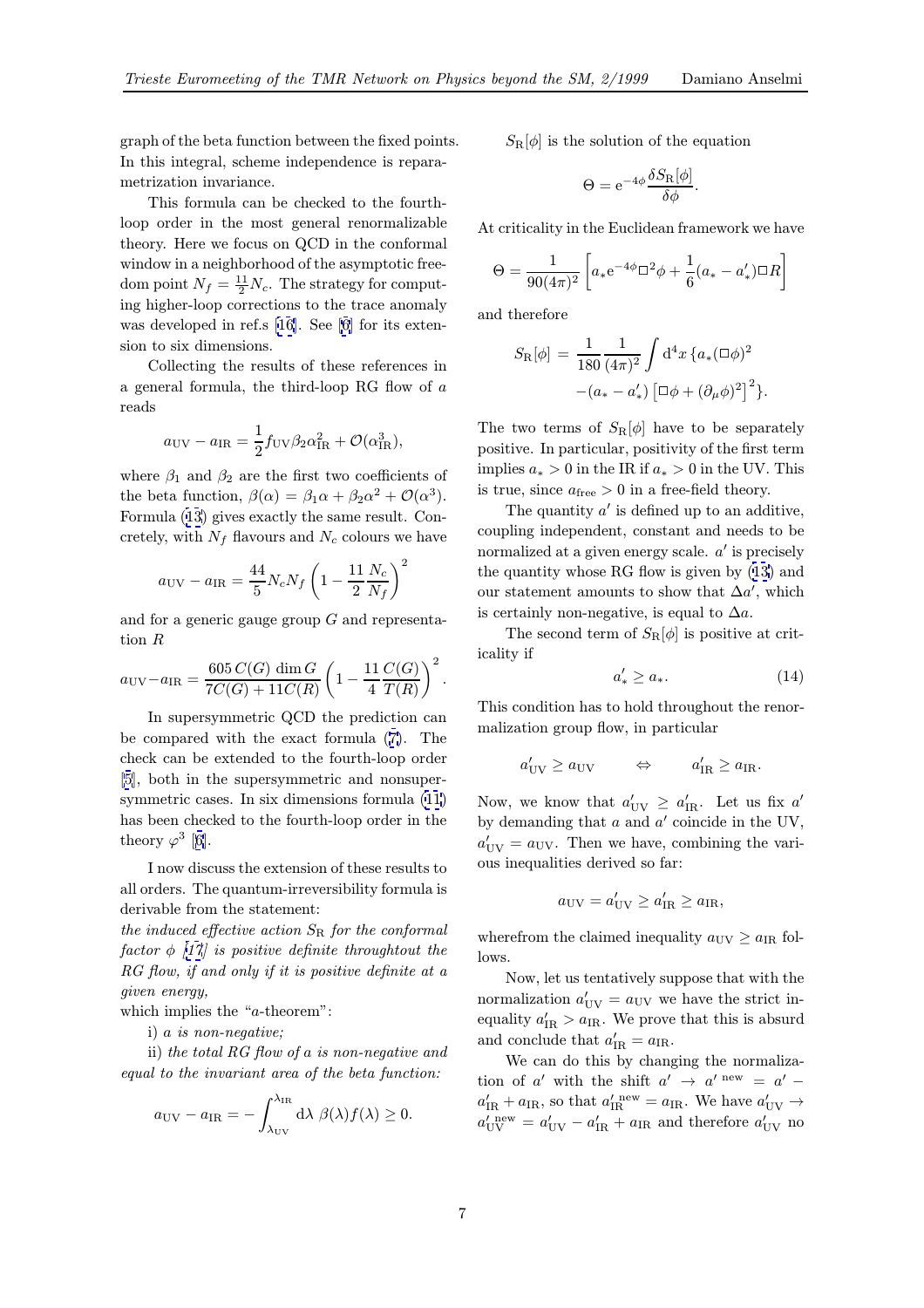graph of the beta function between the fixed points. In this integral, scheme independence is reparametrization invariance.

This formula can be checked to the fourth-loop order in the most general renormalizable theory. Here we focus on QCD in the conformal window in a neighborhood of the asymptotic freedom point $N_f = \frac{11}{2}N_c$. The strategy for computing higher-loop corrections to the trace anomaly was developed in ref.s [16]. See [6] for its extension to six dimensions.

Collecting the results of these references in a general formula, the third-loop RG flow of $a$ reads

$$a_{\rm UV} - a_{\rm IR} = \frac{1}{2} f_{\rm UV} \beta_2 \alpha_{\rm IR}^2 + \mathcal{O}(\alpha_{\rm IR}^3),$$

where $\beta_1$ and $\beta_2$ are the first two coefficients of the beta function, $\beta(\alpha) = \beta_1 \alpha + \beta_2 \alpha^2 + \mathcal{O}(\alpha^3)$. Formula (13) gives exactly the same result. Concretely, with $N_f$ flavours and $N_c$ colours we have

$$a_{\rm UV} - a_{\rm IR} = \frac{44}{5} N_c N_f \left(1 - \frac{11}{2}\frac{N_c}{N_f}\right)^2$$

and for a generic gauge group $G$ and representation $R$

$$a_{\rm UV} - a_{\rm IR} = \frac{605\, C(G)\, \dim G}{7C(G) + 11 C(R)} \left(1 - \frac{11}{4}\frac{C(G)}{T(R)}\right)^2.$$

In supersymmetric QCD the prediction can be compared with the exact formula (7). The check can be extended to the fourth-loop order [5], both in the supersymmetric and nonsupersymmetric cases. In six dimensions formula (11) has been checked to the fourth-loop order in the theory $\varphi^3$ [6].

I now discuss the extension of these results to all orders. The quantum-irreversibility formula is derivable from the statement:
*the induced effective action $S_{\rm R}$ for the conformal factor $\phi$ [17] is positive definite throughtout the RG flow, if and only if it is positive definite at a given energy,*
which implies the "$a$-theorem":

i) *$a$ is non-negative;*

ii) *the total RG flow of $a$ is non-negative and equal to the invariant area of the beta function:*

$$a_{\rm UV} - a_{\rm IR} = -\int_{\lambda_{\rm UV}}^{\lambda_{\rm IR}} {\rm d}\lambda\ \beta(\lambda) f(\lambda) \geq 0.$$

$S_{\rm R}[\phi]$ is the solution of the equation

$$\Theta = {\rm e}^{-4\phi} \frac{\delta S_{\rm R}[\phi]}{\delta \phi}.$$

At criticality in the Euclidean framework we have

$$\Theta = \frac{1}{90(4\pi)^2}\left[a_* {\rm e}^{-4\phi}\Box^2\phi + \frac{1}{6}(a_* - a'_*)\Box R\right]$$

and therefore

$$S_{\rm R}[\phi] = \frac{1}{180}\frac{1}{(4\pi)^2}\int {\rm d}^4x\, \{a_*(\Box\phi)^2 - (a_* - a'_*)\left[\Box\phi + (\partial_\mu\phi)^2\right]^2\}.$$

The two terms of $S_{\rm R}[\phi]$ have to be separately positive. In particular, positivity of the first term implies $a_* > 0$ in the IR if $a_* > 0$ in the UV. This is true, since $a_{\rm free} > 0$ in a free-field theory.

The quantity $a'$ is defined up to an additive, coupling independent, constant and needs to be normalized at a given energy scale. $a'$ is precisely the quantity whose RG flow is given by (13) and our statement amounts to show that $\Delta a'$, which is certainly non-negative, is equal to $\Delta a$.

The second term of $S_{\rm R}[\phi]$ is positive at criticality if

$$a'_* \geq a_*. \qquad (14)$$

This condition has to hold throughout the renormalization group flow, in particular

$$a'_{\rm UV} \geq a_{\rm UV} \qquad \Leftrightarrow \qquad a'_{\rm IR} \geq a_{\rm IR}.$$

Now, we know that $a'_{\rm UV} \geq a'_{\rm IR}$. Let us fix $a'$ by demanding that $a$ and $a'$ coincide in the UV, $a'_{\rm UV} = a_{\rm UV}$. Then we have, combining the various inequalities derived so far:

$$a_{\rm UV} = a'_{\rm UV} \geq a'_{\rm IR} \geq a_{\rm IR},$$

wherefrom the claimed inequality $a_{\rm UV} \geq a_{\rm IR}$ follows.

Now, let us tentatively suppose that with the normalization $a'_{\rm UV} = a_{\rm UV}$ we have the strict inequality $a'_{\rm IR} > a_{\rm IR}$. We prove that this is absurd and conclude that $a'_{\rm IR} = a_{\rm IR}$.

We can do this by changing the normalization of $a'$ with the shift $a' \rightarrow a'^{\,\rm new} = a' - a'_{\rm IR} + a_{\rm IR}$, so that $a'^{\,\rm new}_{\rm IR} = a_{\rm IR}$. We have $a'_{\rm UV} \rightarrow a'^{\,\rm new}_{\rm UV} = a'_{\rm UV} - a'_{\rm IR} + a_{\rm IR}$ and therefore $a'_{\rm UV}$ no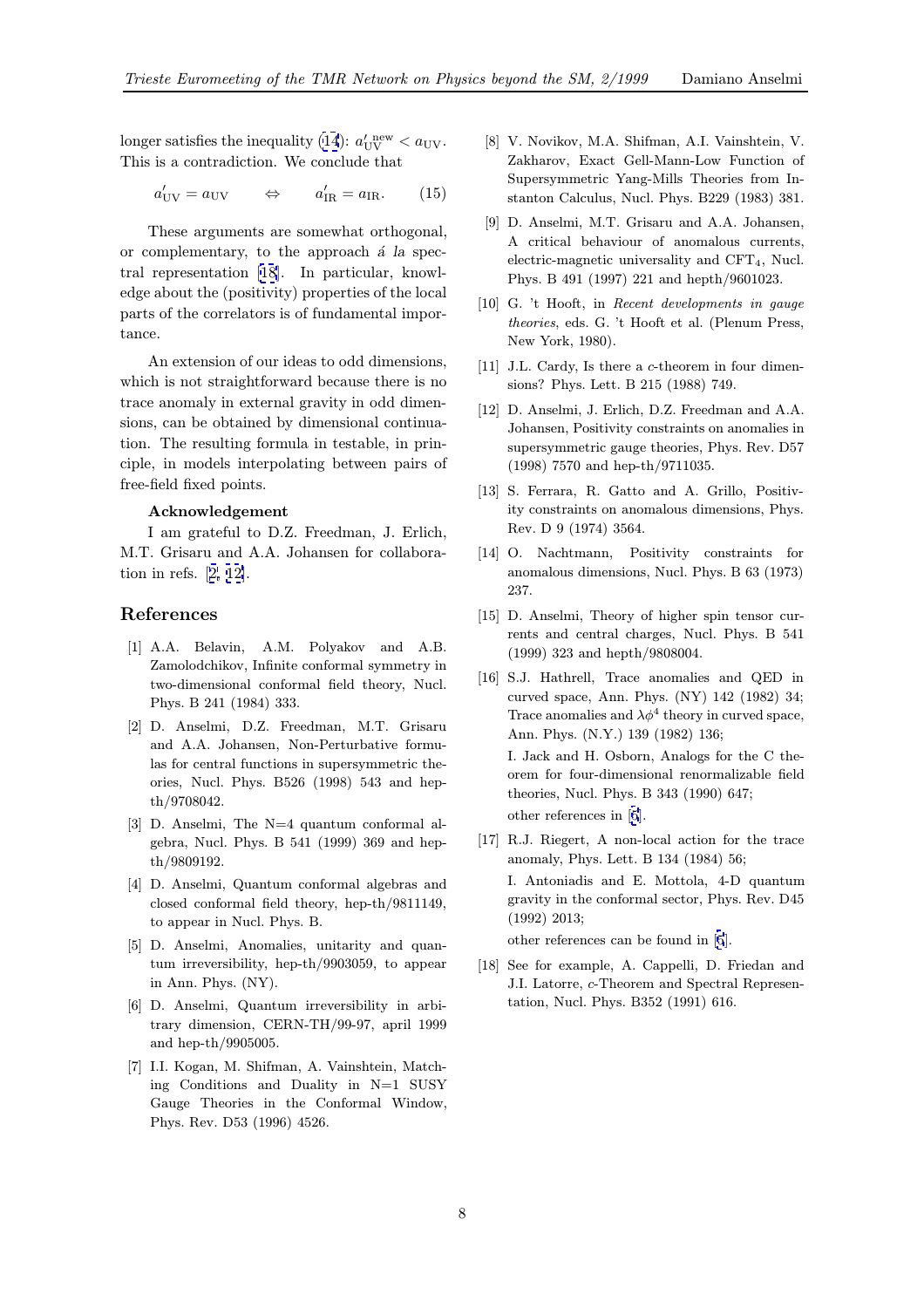longer satisfies the inequality (14): $a'^{\,\rm new}_{\rm UV} < a_{\rm UV}$. This is a contradiction. We conclude that

$$a'_{\rm UV} = a_{\rm UV} \qquad \Leftrightarrow \qquad a'_{\rm IR} = a_{\rm IR}. \qquad (15)$$

These arguments are somewhat orthogonal, or complementary, to the approach *á la* spectral representation [18]. In particular, knowledge about the (positivity) properties of the local parts of the correlators is of fundamental importance.

An extension of our ideas to odd dimensions, which is not straightforward because there is no trace anomaly in external gravity in odd dimensions, can be obtained by dimensional continuation. The resulting formula in testable, in principle, in models interpolating between pairs of free-field fixed points.

**Acknowledgement**

I am grateful to D.Z. Freedman, J. Erlich, M.T. Grisaru and A.A. Johansen for collaboration in refs. [2, 12].

## References

[1] A.A. Belavin, A.M. Polyakov and A.B. Zamolodchikov, Infinite conformal symmetry in two-dimensional conformal field theory, Nucl. Phys. B 241 (1984) 333.

[2] D. Anselmi, D.Z. Freedman, M.T. Grisaru and A.A. Johansen, Non-Perturbative formulas for central functions in supersymmetric theories, Nucl. Phys. B526 (1998) 543 and hep-th/9708042.

[3] D. Anselmi, The N=4 quantum conformal algebra, Nucl. Phys. B 541 (1999) 369 and hep-th/9809192.

[4] D. Anselmi, Quantum conformal algebras and closed conformal field theory, hep-th/9811149, to appear in Nucl. Phys. B.

[5] D. Anselmi, Anomalies, unitarity and quantum irreversibility, hep-th/9903059, to appear in Ann. Phys. (NY).

[6] D. Anselmi, Quantum irreversibility in arbitrary dimension, CERN-TH/99-97, april 1999 and hep-th/9905005.

[7] I.I. Kogan, M. Shifman, A. Vainshtein, Matching Conditions and Duality in N=1 SUSY Gauge Theories in the Conformal Window, Phys. Rev. D53 (1996) 4526.

[8] V. Novikov, M.A. Shifman, A.I. Vainshtein, V. Zakharov, Exact Gell-Mann-Low Function of Supersymmetric Yang-Mills Theories from Instanton Calculus, Nucl. Phys. B229 (1983) 381.

[9] D. Anselmi, M.T. Grisaru and A.A. Johansen, A critical behaviour of anomalous currents, electric-magnetic universality and CFT$_4$, Nucl. Phys. B 491 (1997) 221 and hepth/9601023.

[10] G. 't Hooft, in *Recent developments in gauge theories*, eds. G. 't Hooft et al. (Plenum Press, New York, 1980).

[11] J.L. Cardy, Is there a $c$-theorem in four dimensions? Phys. Lett. B 215 (1988) 749.

[12] D. Anselmi, J. Erlich, D.Z. Freedman and A.A. Johansen, Positivity constraints on anomalies in supersymmetric gauge theories, Phys. Rev. D57 (1998) 7570 and hep-th/9711035.

[13] S. Ferrara, R. Gatto and A. Grillo, Positivity constraints on anomalous dimensions, Phys. Rev. D 9 (1974) 3564.

[14] O. Nachtmann, Positivity constraints for anomalous dimensions, Nucl. Phys. B 63 (1973) 237.

[15] D. Anselmi, Theory of higher spin tensor currents and central charges, Nucl. Phys. B 541 (1999) 323 and hepth/9808004.

[16] S.J. Hathrell, Trace anomalies and QED in curved space, Ann. Phys. (NY) 142 (1982) 34; Trace anomalies and $\lambda\phi^4$ theory in curved space, Ann. Phys. (N.Y.) 139 (1982) 136;

I. Jack and H. Osborn, Analogs for the C theorem for four-dimensional renormalizable field theories, Nucl. Phys. B 343 (1990) 647;

other references in [6].

[17] R.J. Riegert, A non-local action for the trace anomaly, Phys. Lett. B 134 (1984) 56;

I. Antoniadis and E. Mottola, 4-D quantum gravity in the conformal sector, Phys. Rev. D45 (1992) 2013;

other references can be found in [5].

[18] See for example, A. Cappelli, D. Friedan and J.I. Latorre, $c$-Theorem and Spectral Representation, Nucl. Phys. B352 (1991) 616.